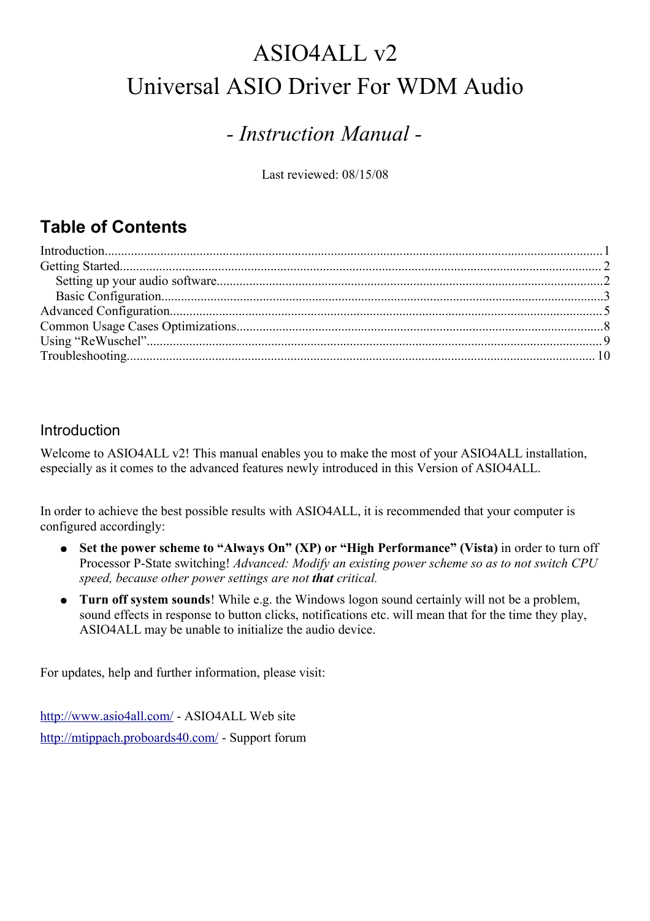# ASIO4ALL v2
# Universal ASIO Driver For WDM Audio

## *- Instruction Manual -*

Last reviewed: 08/15/08

## Table of Contents

Introduction....................................................1
Getting Started.................................................2
  Setting up your audio software...............................2
  Basic Configuration..........................................3
Advanced Configuration..........................................5
Common Usage Cases Optimizations.................................8
Using "ReWuschel"...............................................9
Troubleshooting................................................10

## Introduction

Welcome to ASIO4ALL v2! This manual enables you to make the most of your ASIO4ALL installation, especially as it comes to the advanced features newly introduced in this Version of ASIO4ALL.

In order to achieve the best possible results with ASIO4ALL, it is recommended that your computer is configured accordingly:

- **Set the power scheme to "Always On" (XP) or "High Performance" (Vista)** in order to turn off Processor P-State switching! *Advanced: Modify an existing power scheme so as to not switch CPU speed, because other power settings are not **that** critical.*
- **Turn off system sounds**! While e.g. the Windows logon sound certainly will not be a problem, sound effects in response to button clicks, notifications etc. will mean that for the time they play, ASIO4ALL may be unable to initialize the audio device.

For updates, help and further information, please visit:

http://www.asio4all.com/ - ASIO4ALL Web site

http://mtippach.proboards40.com/ - Support forum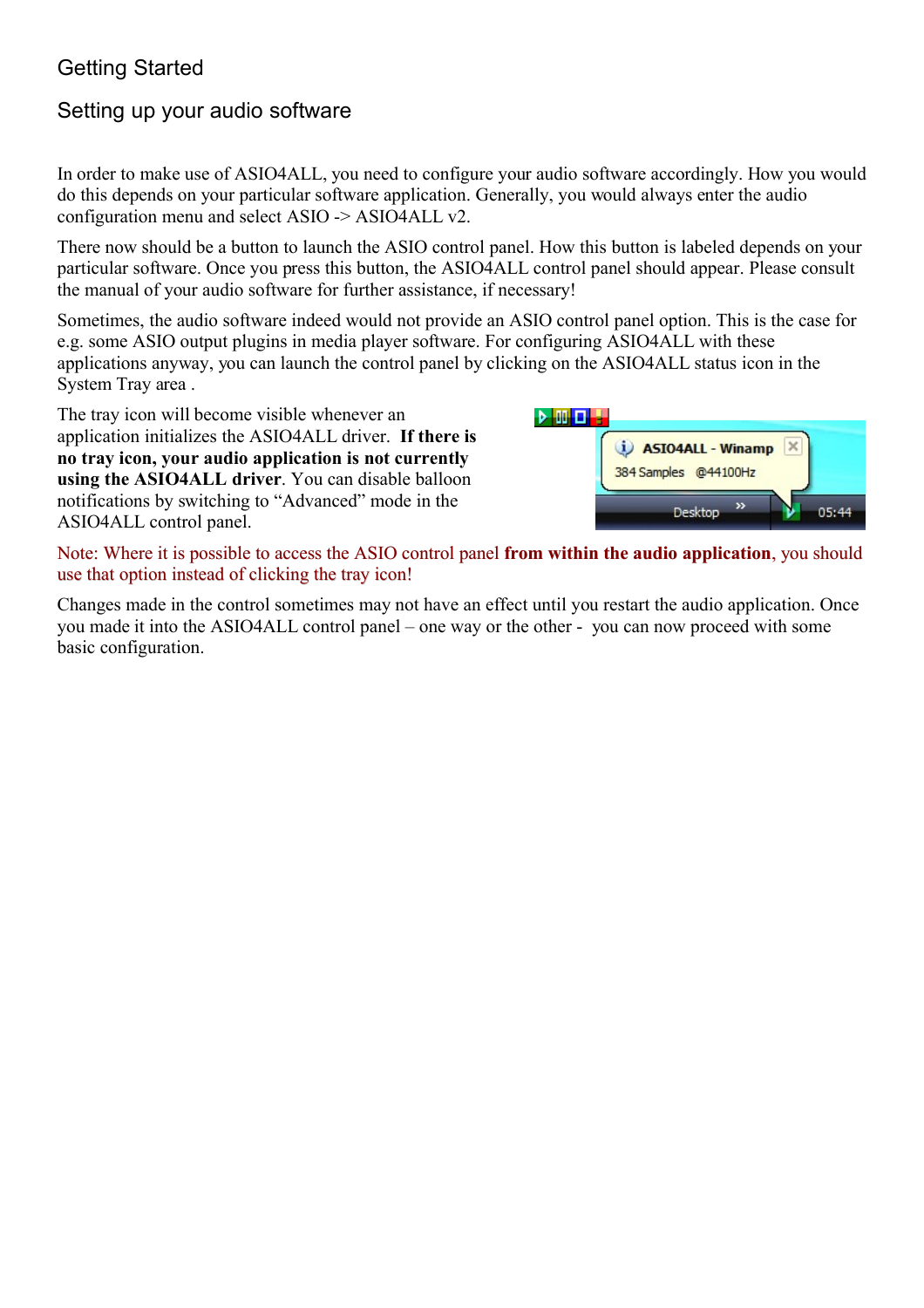## Getting Started

### Setting up your audio software

In order to make use of ASIO4ALL, you need to configure your audio software accordingly. How you would do this depends on your particular software application. Generally, you would always enter the audio configuration menu and select ASIO -> ASIO4ALL v2.

There now should be a button to launch the ASIO control panel. How this button is labeled depends on your particular software. Once you press this button, the ASIO4ALL control panel should appear. Please consult the manual of your audio software for further assistance, if necessary!

Sometimes, the audio software indeed would not provide an ASIO control panel option. This is the case for e.g. some ASIO output plugins in media player software. For configuring ASIO4ALL with these applications anyway, you can launch the control panel by clicking on the ASIO4ALL status icon in the System Tray area .

The tray icon will become visible whenever an application initializes the ASIO4ALL driver. **If there is no tray icon, your audio application is not currently using the ASIO4ALL driver**. You can disable balloon notifications by switching to "Advanced" mode in the ASIO4ALL control panel.

Note: Where it is possible to access the ASIO control panel **from within the audio application**, you should use that option instead of clicking the tray icon!

Changes made in the control sometimes may not have an effect until you restart the audio application. Once you made it into the ASIO4ALL control panel – one way or the other - you can now proceed with some basic configuration.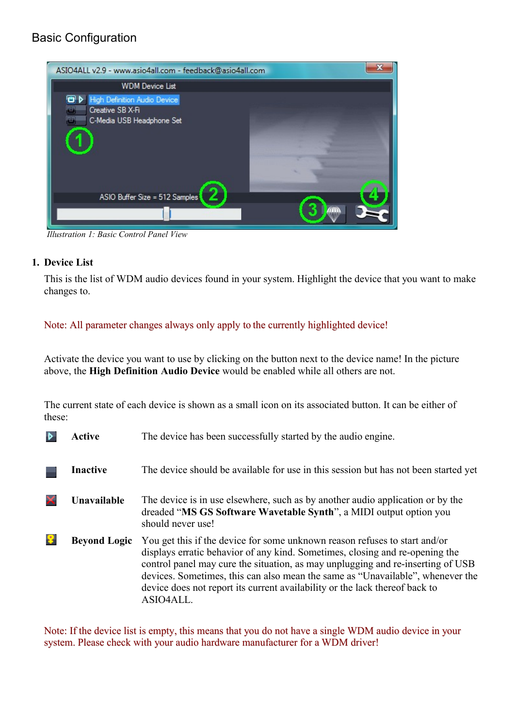## Basic Configuration

*Illustration 1: Basic Control Panel View*

1. **Device List**

   This is the list of WDM audio devices found in your system. Highlight the device that you want to make changes to.

   Note: All parameter changes always only apply to the currently highlighted device!

   Activate the device you want to use by clicking on the button next to the device name! In the picture above, the **High Definition Audio Device** would be enabled while all others are not.

   The current state of each device is shown as a small icon on its associated button. It can be either of these:

| | | |
|---|---|---|
| | **Active** | The device has been successfully started by the audio engine. |
| | **Inactive** | The device should be available for use in this session but has not been started yet |
| | **Unavailable** | The device is in use elsewhere, such as by another audio application or by the dreaded "**MS GS Software Wavetable Synth**", a MIDI output option you should never use! |
| | **Beyond Logic** | You get this if the device for some unknown reason refuses to start and/or displays erratic behavior of any kind. Sometimes, closing and re-opening the control panel may cure the situation, as may unplugging and re-inserting of USB devices. Sometimes, this can also mean the same as "Unavailable", whenever the device does not report its current availability or the lack thereof back to ASIO4ALL. |

   Note: If the device list is empty, this means that you do not have a single WDM audio device in your system. Please check with your audio hardware manufacturer for a WDM driver!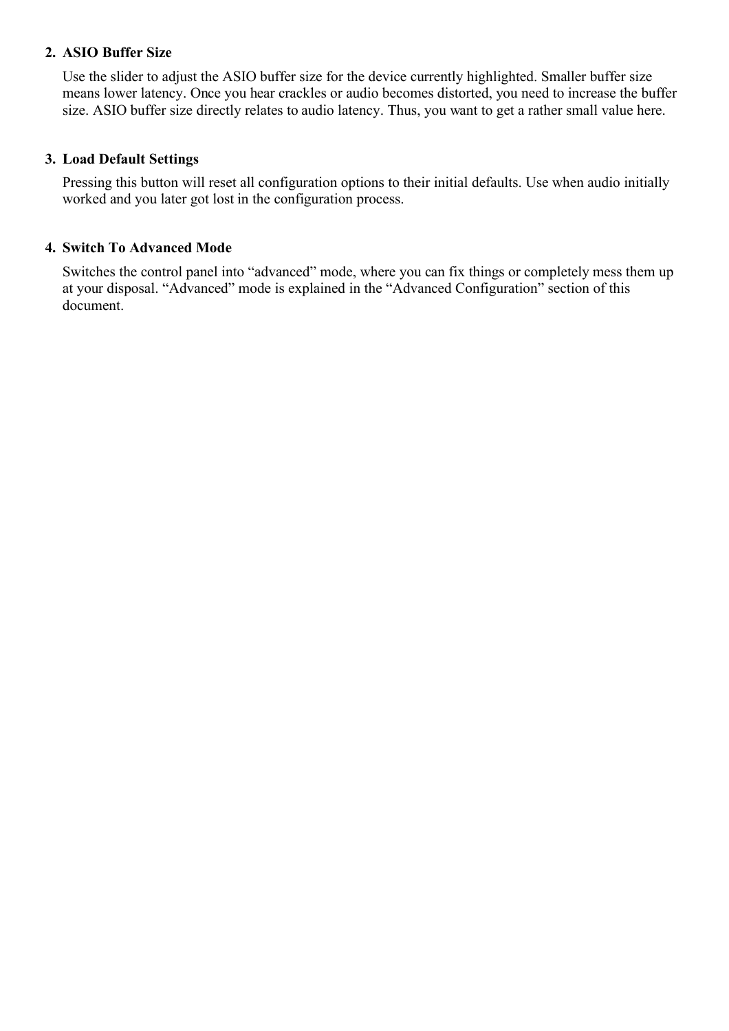2. **ASIO Buffer Size**

   Use the slider to adjust the ASIO buffer size for the device currently highlighted. Smaller buffer size means lower latency. Once you hear crackles or audio becomes distorted, you need to increase the buffer size. ASIO buffer size directly relates to audio latency. Thus, you want to get a rather small value here.

3. **Load Default Settings**

   Pressing this button will reset all configuration options to their initial defaults. Use when audio initially worked and you later got lost in the configuration process.

4. **Switch To Advanced Mode**

   Switches the control panel into "advanced" mode, where you can fix things or completely mess them up at your disposal. "Advanced" mode is explained in the "Advanced Configuration" section of this document.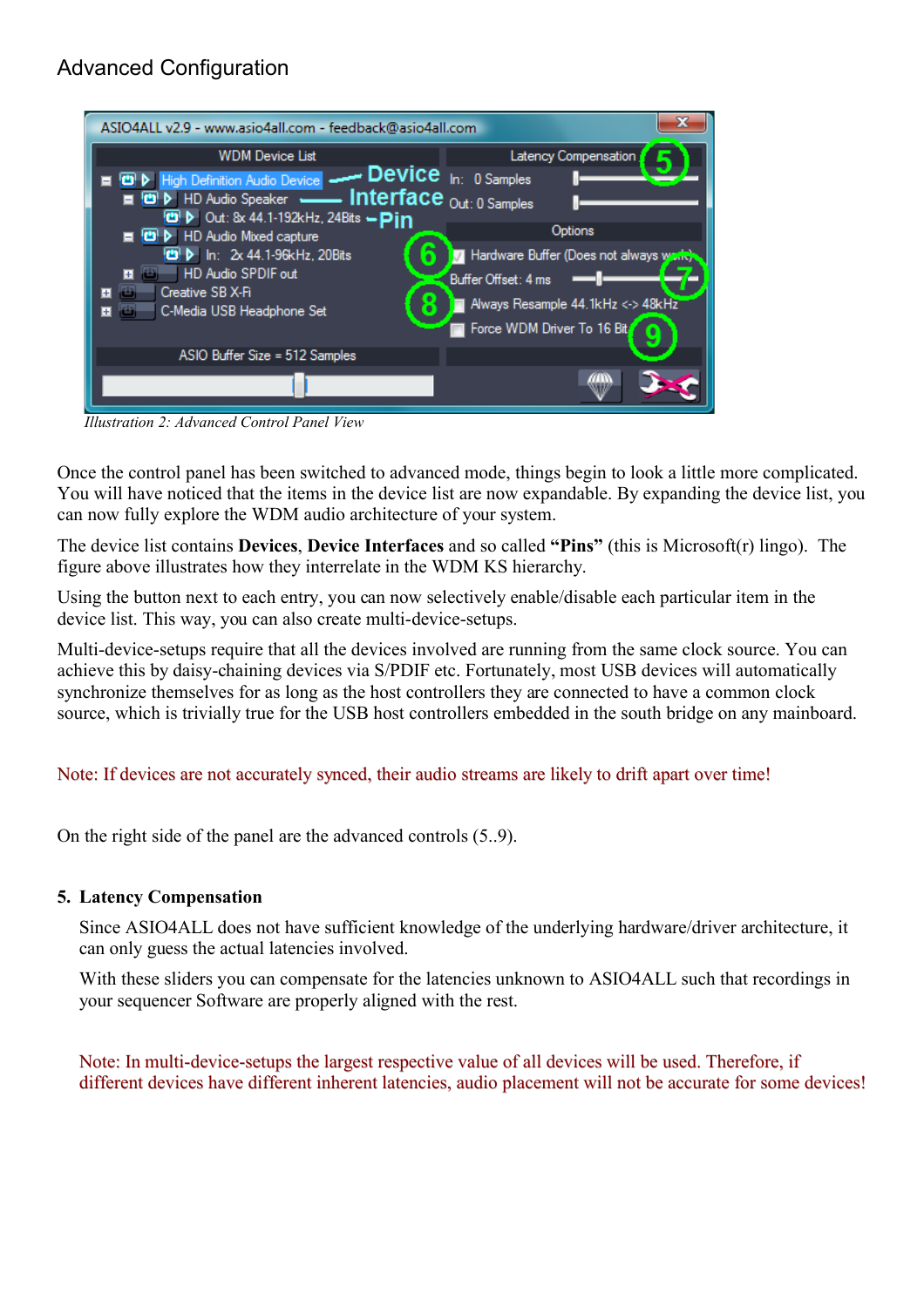# Advanced Configuration

*Illustration 2: Advanced Control Panel View*

Once the control panel has been switched to advanced mode, things begin to look a little more complicated. You will have noticed that the items in the device list are now expandable. By expanding the device list, you can now fully explore the WDM audio architecture of your system.

The device list contains **Devices**, **Device Interfaces** and so called **"Pins"** (this is Microsoft(r) lingo). The figure above illustrates how they interrelate in the WDM KS hierarchy.

Using the button next to each entry, you can now selectively enable/disable each particular item in the device list. This way, you can also create multi-device-setups.

Multi-device-setups require that all the devices involved are running from the same clock source. You can achieve this by daisy-chaining devices via S/PDIF etc. Fortunately, most USB devices will automatically synchronize themselves for as long as the host controllers they are connected to have a common clock source, which is trivially true for the USB host controllers embedded in the south bridge on any mainboard.

Note: If devices are not accurately synced, their audio streams are likely to drift apart over time!

On the right side of the panel are the advanced controls (5..9).

5. **Latency Compensation**

   Since ASIO4ALL does not have sufficient knowledge of the underlying hardware/driver architecture, it can only guess the actual latencies involved.

   With these sliders you can compensate for the latencies unknown to ASIO4ALL such that recordings in your sequencer Software are properly aligned with the rest.

   Note: In multi-device-setups the largest respective value of all devices will be used. Therefore, if different devices have different inherent latencies, audio placement will not be accurate for some devices!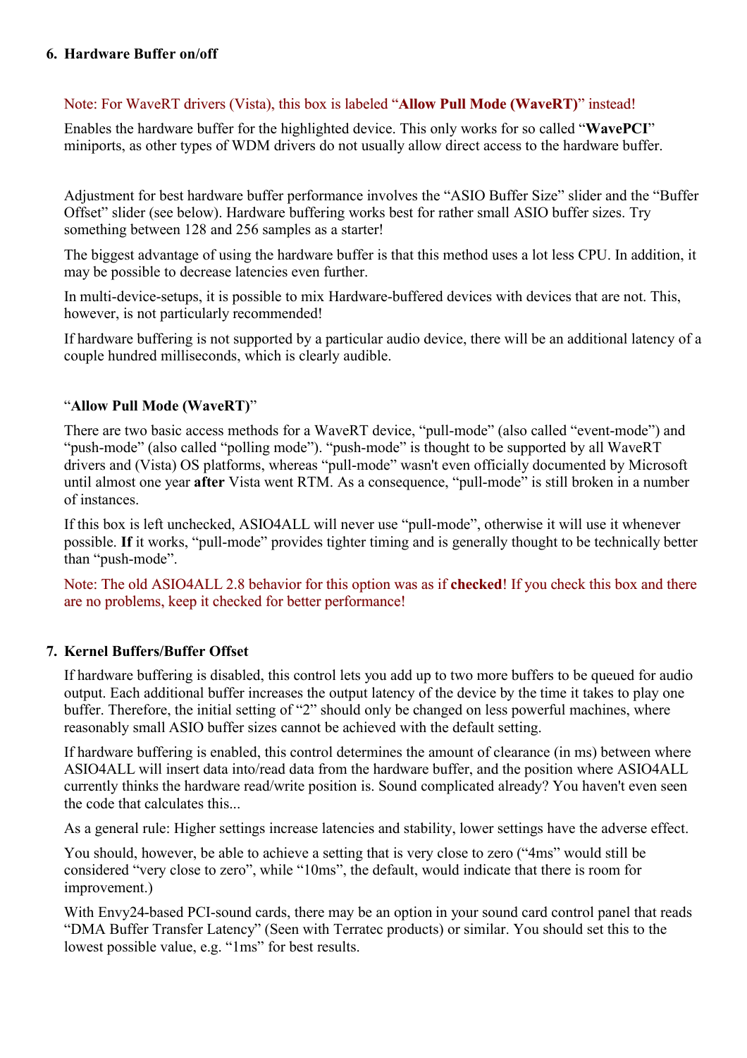## 6. Hardware Buffer on/off

Note: For WaveRT drivers (Vista), this box is labeled "**Allow Pull Mode (WaveRT)**" instead!

Enables the hardware buffer for the highlighted device. This only works for so called "**WavePCI**" miniports, as other types of WDM drivers do not usually allow direct access to the hardware buffer.

Adjustment for best hardware buffer performance involves the "ASIO Buffer Size" slider and the "Buffer Offset" slider (see below). Hardware buffering works best for rather small ASIO buffer sizes. Try something between 128 and 256 samples as a starter!

The biggest advantage of using the hardware buffer is that this method uses a lot less CPU. In addition, it may be possible to decrease latencies even further.

In multi-device-setups, it is possible to mix Hardware-buffered devices with devices that are not. This, however, is not particularly recommended!

If hardware buffering is not supported by a particular audio device, there will be an additional latency of a couple hundred milliseconds, which is clearly audible.

"**Allow Pull Mode (WaveRT)**"

There are two basic access methods for a WaveRT device, "pull-mode" (also called "event-mode") and "push-mode" (also called "polling mode"). "push-mode" is thought to be supported by all WaveRT drivers and (Vista) OS platforms, whereas "pull-mode" wasn't even officially documented by Microsoft until almost one year **after** Vista went RTM. As a consequence, "pull-mode" is still broken in a number of instances.

If this box is left unchecked, ASIO4ALL will never use "pull-mode", otherwise it will use it whenever possible. **If** it works, "pull-mode" provides tighter timing and is generally thought to be technically better than "push-mode".

Note: The old ASIO4ALL 2.8 behavior for this option was as if **checked**! If you check this box and there are no problems, keep it checked for better performance!

## 7. Kernel Buffers/Buffer Offset

If hardware buffering is disabled, this control lets you add up to two more buffers to be queued for audio output. Each additional buffer increases the output latency of the device by the time it takes to play one buffer. Therefore, the initial setting of "2" should only be changed on less powerful machines, where reasonably small ASIO buffer sizes cannot be achieved with the default setting.

If hardware buffering is enabled, this control determines the amount of clearance (in ms) between where ASIO4ALL will insert data into/read data from the hardware buffer, and the position where ASIO4ALL currently thinks the hardware read/write position is. Sound complicated already? You haven't even seen the code that calculates this...

As a general rule: Higher settings increase latencies and stability, lower settings have the adverse effect.

You should, however, be able to achieve a setting that is very close to zero ("4ms" would still be considered "very close to zero", while "10ms", the default, would indicate that there is room for improvement.)

With Envy24-based PCI-sound cards, there may be an option in your sound card control panel that reads "DMA Buffer Transfer Latency" (Seen with Terratec products) or similar. You should set this to the lowest possible value, e.g. "1ms" for best results.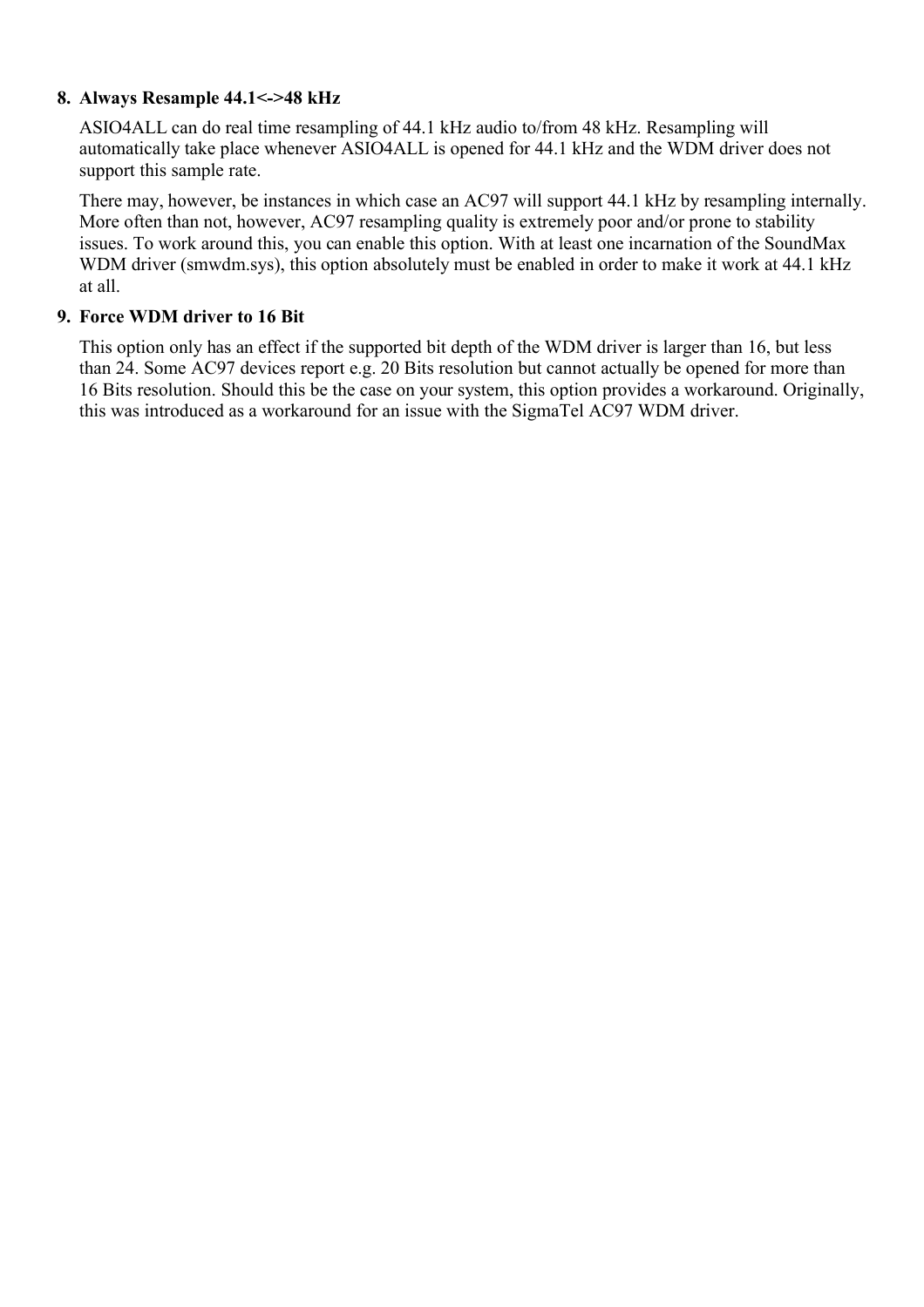8. **Always Resample 44.1<->48 kHz**

   ASIO4ALL can do real time resampling of 44.1 kHz audio to/from 48 kHz. Resampling will automatically take place whenever ASIO4ALL is opened for 44.1 kHz and the WDM driver does not support this sample rate.

   There may, however, be instances in which case an AC97 will support 44.1 kHz by resampling internally. More often than not, however, AC97 resampling quality is extremely poor and/or prone to stability issues. To work around this, you can enable this option. With at least one incarnation of the SoundMax WDM driver (smwdm.sys), this option absolutely must be enabled in order to make it work at 44.1 kHz at all.

9. **Force WDM driver to 16 Bit**

   This option only has an effect if the supported bit depth of the WDM driver is larger than 16, but less than 24. Some AC97 devices report e.g. 20 Bits resolution but cannot actually be opened for more than 16 Bits resolution. Should this be the case on your system, this option provides a workaround. Originally, this was introduced as a workaround for an issue with the SigmaTel AC97 WDM driver.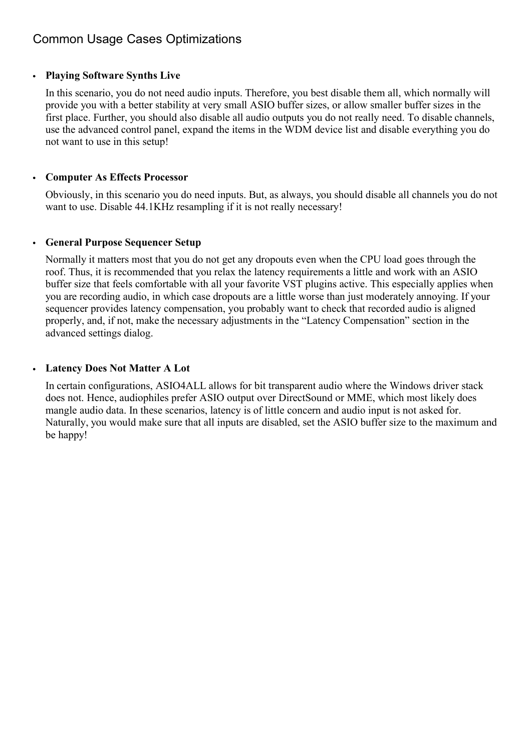## Common Usage Cases Optimizations

- **Playing Software Synths Live**

  In this scenario, you do not need audio inputs. Therefore, you best disable them all, which normally will provide you with a better stability at very small ASIO buffer sizes, or allow smaller buffer sizes in the first place. Further, you should also disable all audio outputs you do not really need. To disable channels, use the advanced control panel, expand the items in the WDM device list and disable everything you do not want to use in this setup!

- **Computer As Effects Processor**

  Obviously, in this scenario you do need inputs. But, as always, you should disable all channels you do not want to use. Disable 44.1KHz resampling if it is not really necessary!

- **General Purpose Sequencer Setup**

  Normally it matters most that you do not get any dropouts even when the CPU load goes through the roof. Thus, it is recommended that you relax the latency requirements a little and work with an ASIO buffer size that feels comfortable with all your favorite VST plugins active. This especially applies when you are recording audio, in which case dropouts are a little worse than just moderately annoying. If your sequencer provides latency compensation, you probably want to check that recorded audio is aligned properly, and, if not, make the necessary adjustments in the “Latency Compensation” section in the advanced settings dialog.

- **Latency Does Not Matter A Lot**

  In certain configurations, ASIO4ALL allows for bit transparent audio where the Windows driver stack does not. Hence, audiophiles prefer ASIO output over DirectSound or MME, which most likely does mangle audio data. In these scenarios, latency is of little concern and audio input is not asked for. Naturally, you would make sure that all inputs are disabled, set the ASIO buffer size to the maximum and be happy!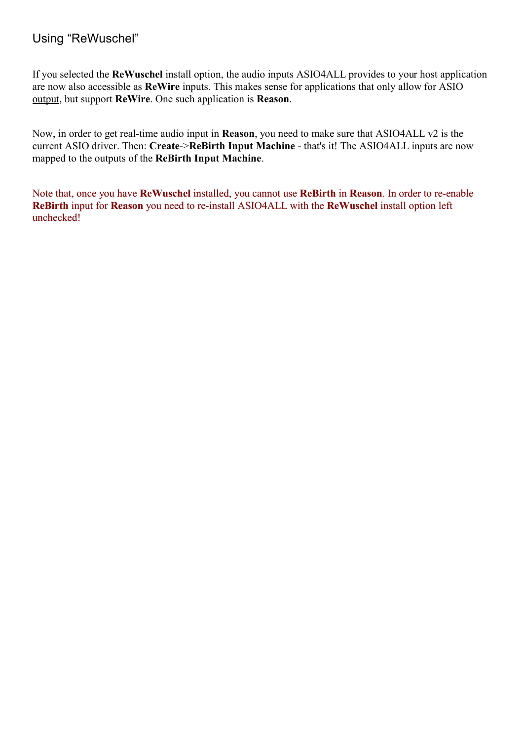## Using “ReWuschel”

If you selected the **ReWuschel** install option, the audio inputs ASIO4ALL provides to your host application are now also accessible as **ReWire** inputs. This makes sense for applications that only allow for ASIO output, but support **ReWire**. One such application is **Reason**.

Now, in order to get real-time audio input in **Reason**, you need to make sure that ASIO4ALL v2 is the current ASIO driver. Then: **Create**->**ReBirth Input Machine** - that's it! The ASIO4ALL inputs are now mapped to the outputs of the **ReBirth Input Machine**.

Note that, once you have **ReWuschel** installed, you cannot use **ReBirth** in **Reason**. In order to re-enable **ReBirth** input for **Reason** you need to re-install ASIO4ALL with the **ReWuschel** install option left unchecked!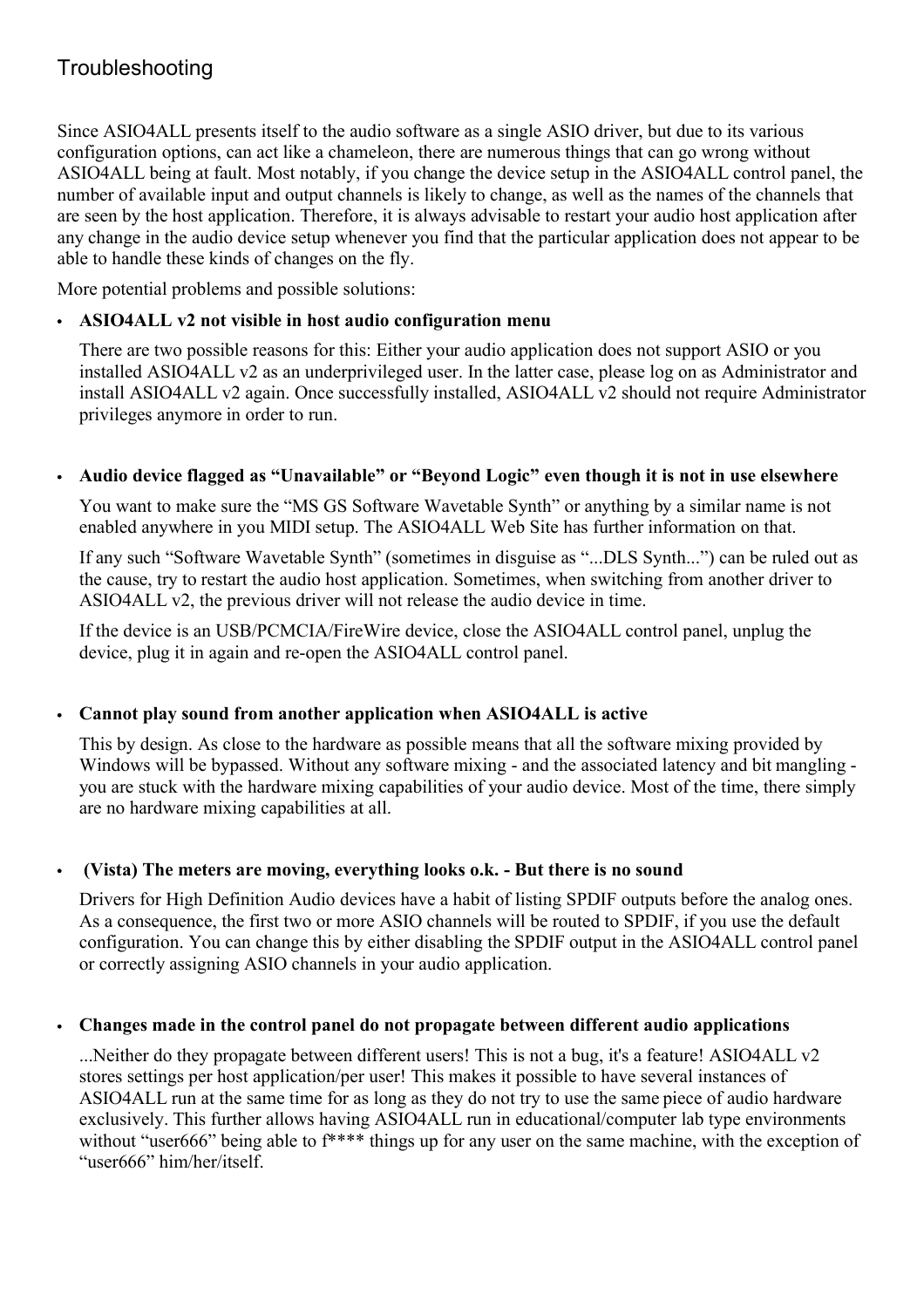## Troubleshooting

Since ASIO4ALL presents itself to the audio software as a single ASIO driver, but due to its various configuration options, can act like a chameleon, there are numerous things that can go wrong without ASIO4ALL being at fault. Most notably, if you change the device setup in the ASIO4ALL control panel, the number of available input and output channels is likely to change, as well as the names of the channels that are seen by the host application. Therefore, it is always advisable to restart your audio host application after any change in the audio device setup whenever you find that the particular application does not appear to be able to handle these kinds of changes on the fly.

More potential problems and possible solutions:

- **ASIO4ALL v2 not visible in host audio configuration menu**

  There are two possible reasons for this: Either your audio application does not support ASIO or you installed ASIO4ALL v2 as an underprivileged user. In the latter case, please log on as Administrator and install ASIO4ALL v2 again. Once successfully installed, ASIO4ALL v2 should not require Administrator privileges anymore in order to run.

- **Audio device flagged as “Unavailable” or “Beyond Logic” even though it is not in use elsewhere**

  You want to make sure the “MS GS Software Wavetable Synth” or anything by a similar name is not enabled anywhere in you MIDI setup. The ASIO4ALL Web Site has further information on that.

  If any such “Software Wavetable Synth” (sometimes in disguise as “...DLS Synth...”) can be ruled out as the cause, try to restart the audio host application. Sometimes, when switching from another driver to ASIO4ALL v2, the previous driver will not release the audio device in time.

  If the device is an USB/PCMCIA/FireWire device, close the ASIO4ALL control panel, unplug the device, plug it in again and re-open the ASIO4ALL control panel.

- **Cannot play sound from another application when ASIO4ALL is active**

  This by design. As close to the hardware as possible means that all the software mixing provided by Windows will be bypassed. Without any software mixing - and the associated latency and bit mangling - you are stuck with the hardware mixing capabilities of your audio device. Most of the time, there simply are no hardware mixing capabilities at all.

- **(Vista) The meters are moving, everything looks o.k. - But there is no sound**

  Drivers for High Definition Audio devices have a habit of listing SPDIF outputs before the analog ones. As a consequence, the first two or more ASIO channels will be routed to SPDIF, if you use the default configuration. You can change this by either disabling the SPDIF output in the ASIO4ALL control panel or correctly assigning ASIO channels in your audio application.

- **Changes made in the control panel do not propagate between different audio applications**

  ...Neither do they propagate between different users! This is not a bug, it's a feature! ASIO4ALL v2 stores settings per host application/per user! This makes it possible to have several instances of ASIO4ALL run at the same time for as long as they do not try to use the same piece of audio hardware exclusively. This further allows having ASIO4ALL run in educational/computer lab type environments without “user666” being able to f**** things up for any user on the same machine, with the exception of “user666” him/her/itself.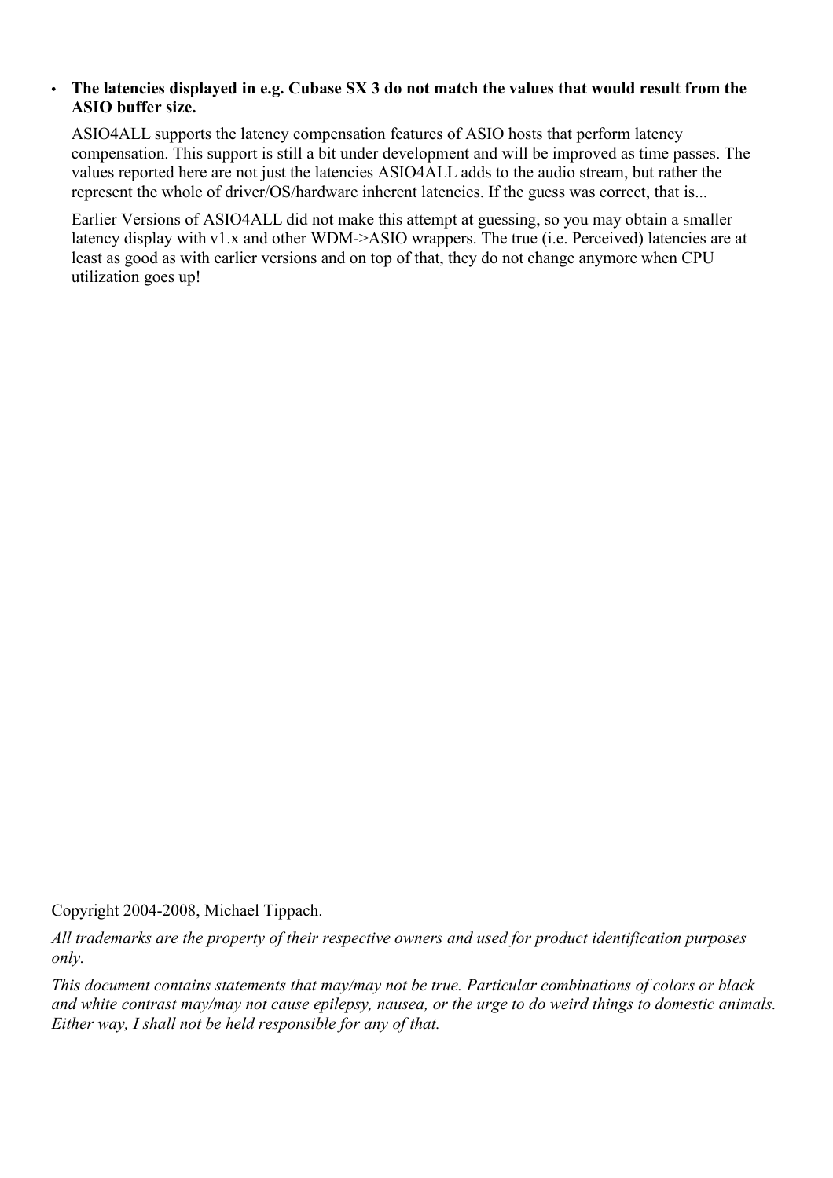- **The latencies displayed in e.g. Cubase SX 3 do not match the values that would result from the ASIO buffer size.**

  ASIO4ALL supports the latency compensation features of ASIO hosts that perform latency compensation. This support is still a bit under development and will be improved as time passes. The values reported here are not just the latencies ASIO4ALL adds to the audio stream, but rather the represent the whole of driver/OS/hardware inherent latencies. If the guess was correct, that is...

  Earlier Versions of ASIO4ALL did not make this attempt at guessing, so you may obtain a smaller latency display with v1.x and other WDM->ASIO wrappers. The true (i.e. Perceived) latencies are at least as good as with earlier versions and on top of that, they do not change anymore when CPU utilization goes up!

Copyright 2004-2008, Michael Tippach.

*All trademarks are the property of their respective owners and used for product identification purposes only.*

*This document contains statements that may/may not be true. Particular combinations of colors or black and white contrast may/may not cause epilepsy, nausea, or the urge to do weird things to domestic animals. Either way, I shall not be held responsible for any of that.*